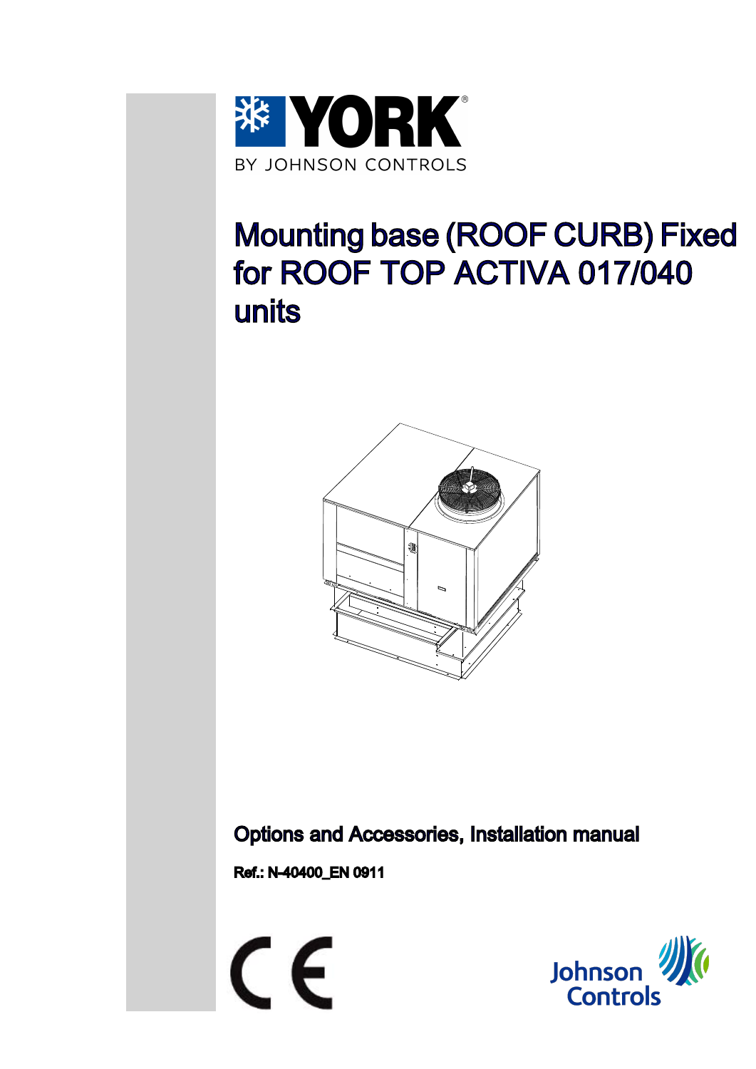YORK
BY JOHNSON CONTROLS

# Mounting base (ROOF CURB) Fixed for ROOF TOP ACTIVA 017/040 units

**Options and Accessories, Installation manual**

**Ref.: N-40400_EN 0911**

Johnson Controls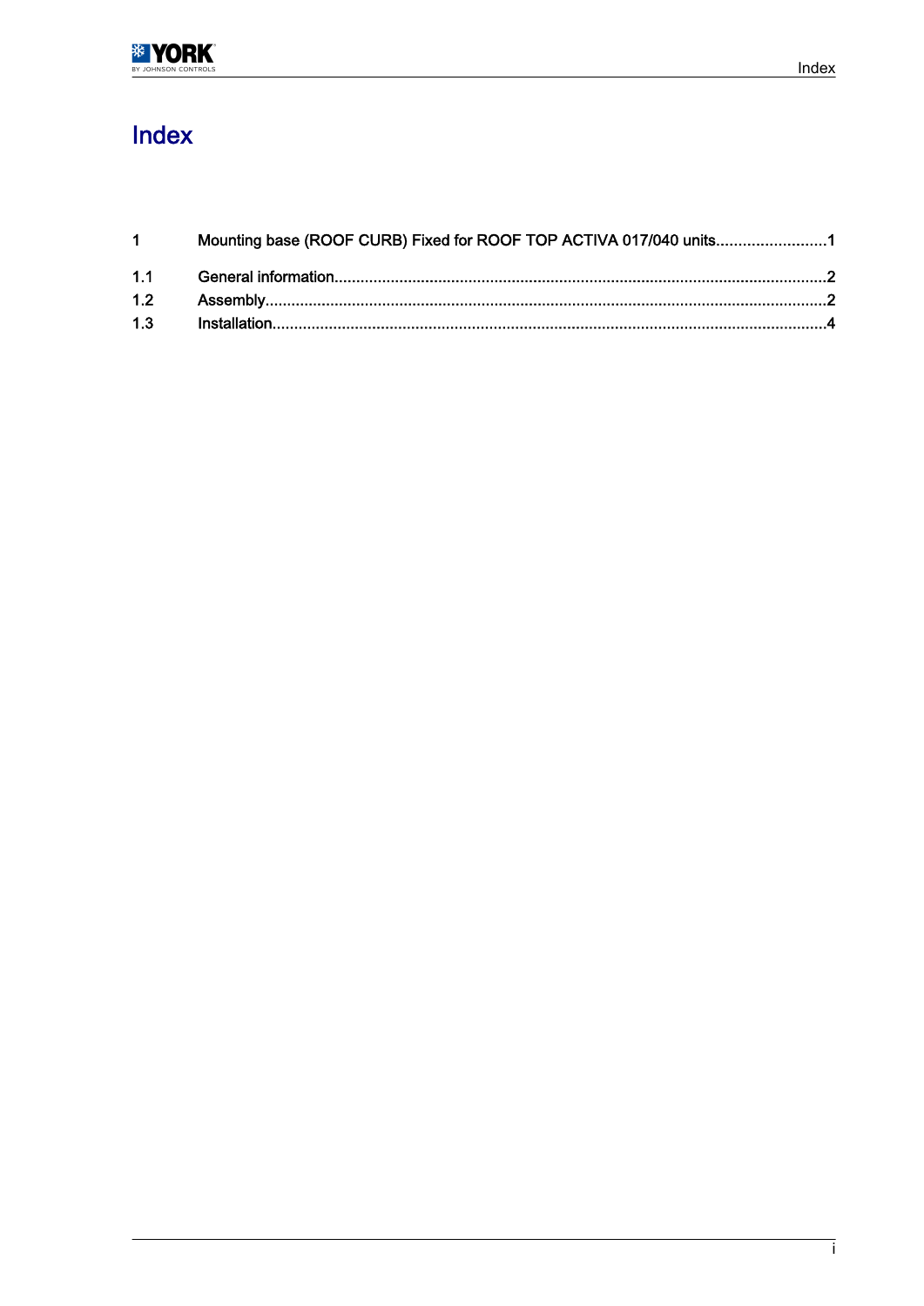# Index

| | | |
|---|---|---|
| 1 | Mounting base (ROOF CURB) Fixed for ROOF TOP ACTIVA 017/040 units | 1 |
| 1.1 | General information | 2 |
| 1.2 | Assembly | 2 |
| 1.3 | Installation | 4 |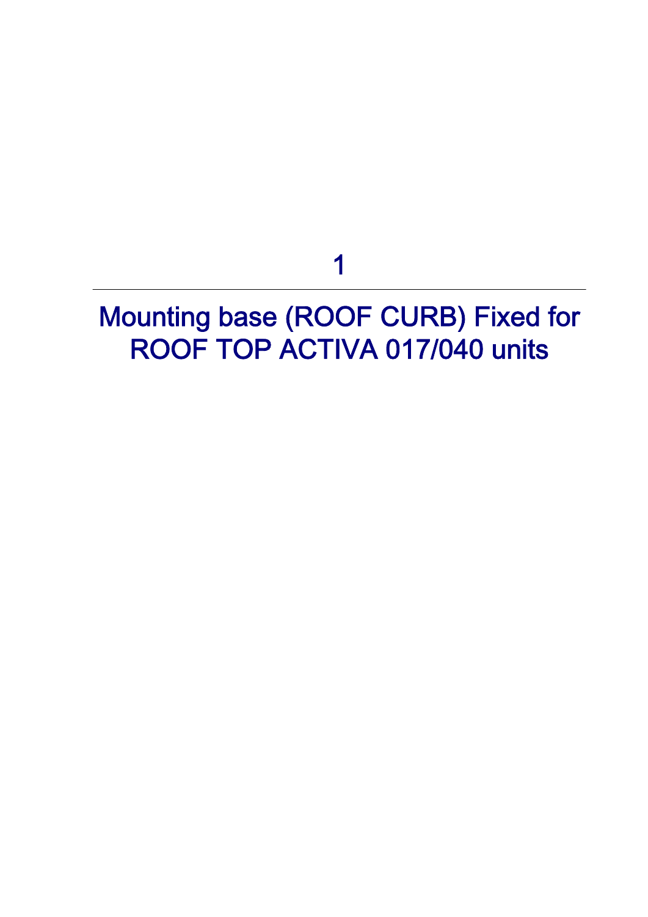# 1

# Mounting base (ROOF CURB) Fixed for ROOF TOP ACTIVA 017/040 units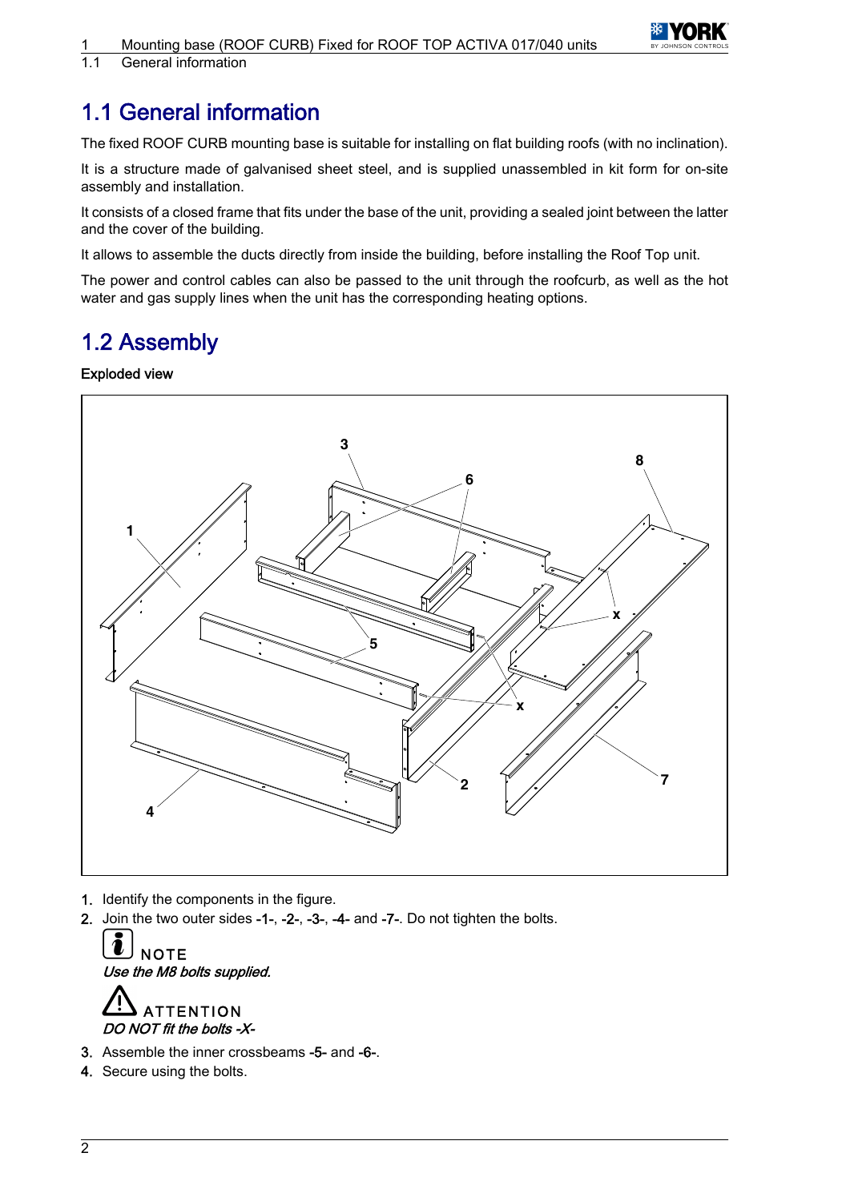## 1.1 General information

The fixed ROOF CURB mounting base is suitable for installing on flat building roofs (with no inclination).

It is a structure made of galvanised sheet steel, and is supplied unassembled in kit form for on-site assembly and installation.

It consists of a closed frame that fits under the base of the unit, providing a sealed joint between the latter and the cover of the building.

It allows to assemble the ducts directly from inside the building, before installing the Roof Top unit.

The power and control cables can also be passed to the unit through the roofcurb, as well as the hot water and gas supply lines when the unit has the corresponding heating options.

## 1.2 Assembly

**Exploded view**

1. Identify the components in the figure.
2. Join the two outer sides -1-, -2-, -3-, -4- and -7-. Do not tighten the bolts.

   NOTE
   *Use the M8 bolts supplied.*

   ATTENTION
   *DO NOT fit the bolts -X-*

3. Assemble the inner crossbeams -5- and -6-.
4. Secure using the bolts.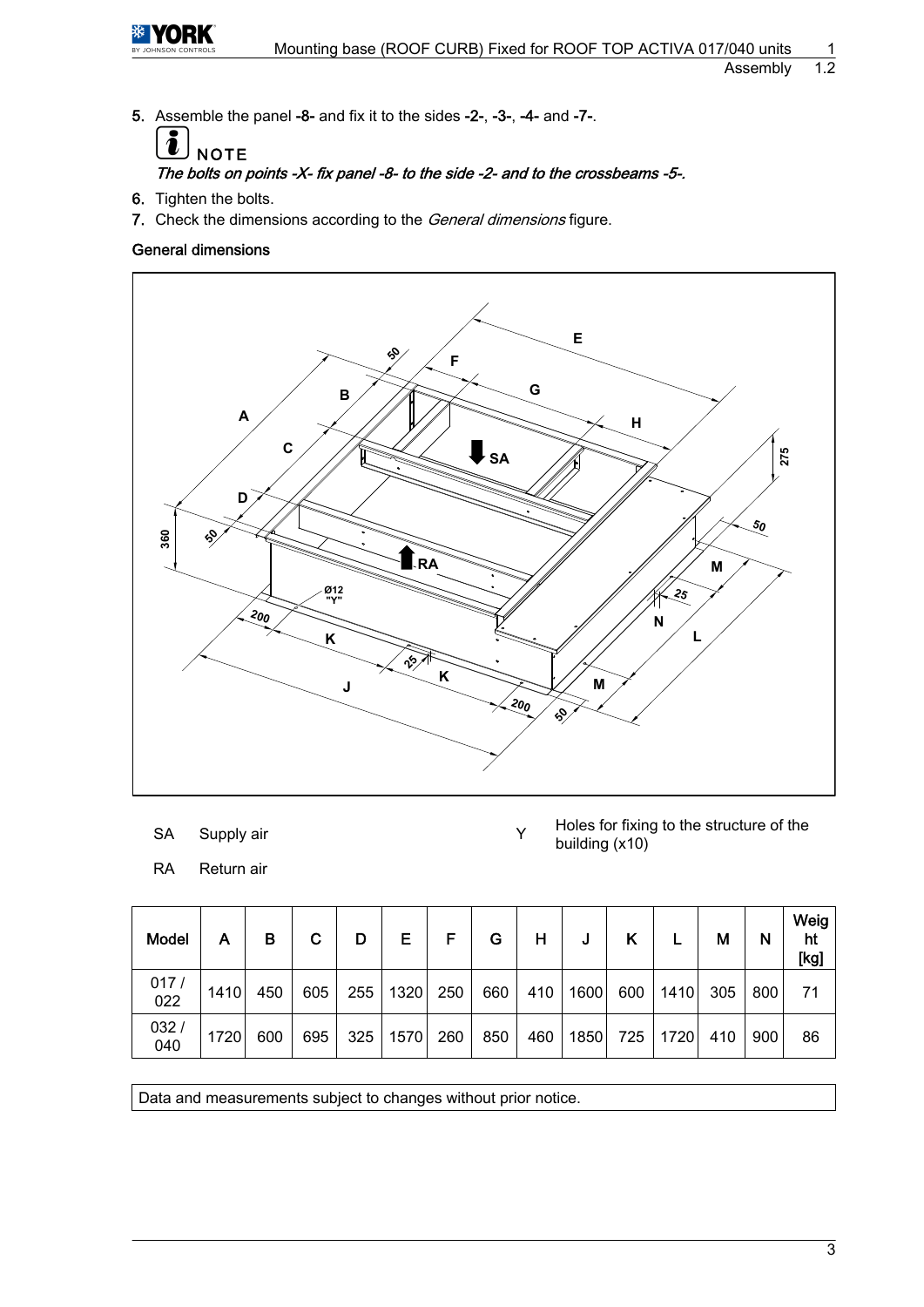5. Assemble the panel -8- and fix it to the sides -2-, -3-, -4- and -7-.

**NOTE**

*The bolts on points -X- fix panel -8- to the side -2- and to the crossbeams -5-.*

6. Tighten the bolts.
7. Check the dimensions according to the *General dimensions* figure.

**General dimensions**

SA Supply air

RA Return air

Y Holes for fixing to the structure of the building (x10)

| Model | A | B | C | D | E | F | G | H | J | K | L | M | N | Weight [kg] |
|---|---|---|---|---|---|---|---|---|---|---|---|---|---|---|
| 017 / 022 | 1410 | 450 | 605 | 255 | 1320 | 250 | 660 | 410 | 1600 | 600 | 1410 | 305 | 800 | 71 |
| 032 / 040 | 1720 | 600 | 695 | 325 | 1570 | 260 | 850 | 460 | 1850 | 725 | 1720 | 410 | 900 | 86 |

Data and measurements subject to changes without prior notice.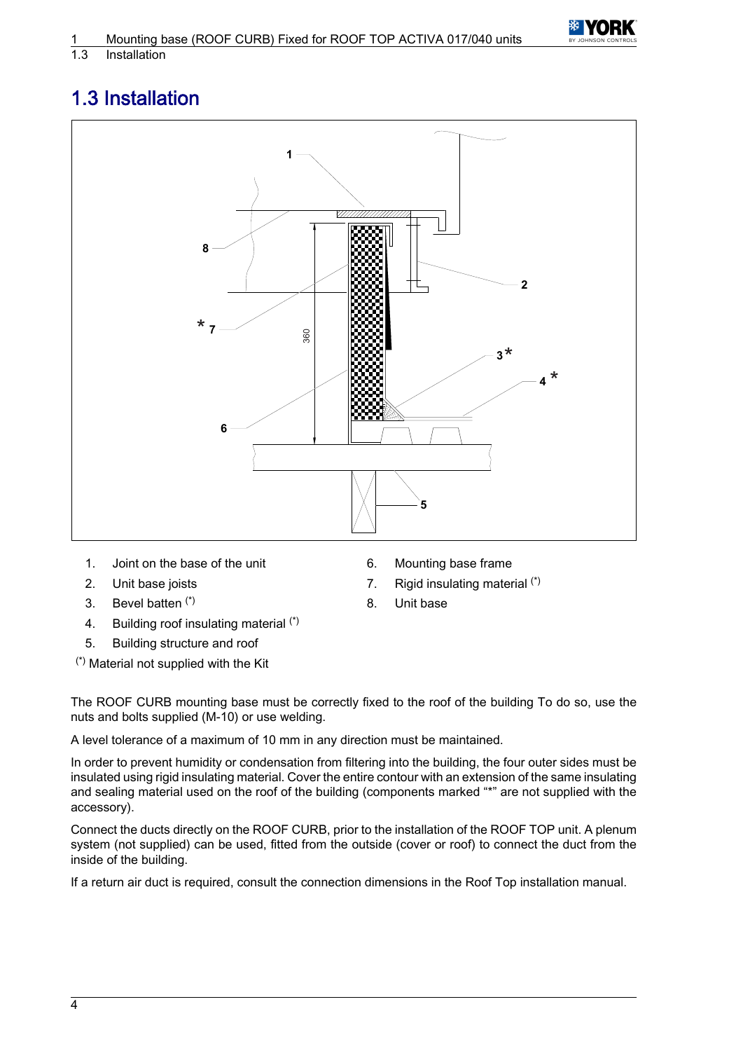# 1.3 Installation

1
2
* 7
8
360
3*
4*
6
5

1. Joint on the base of the unit
2. Unit base joists
3. Bevel batten (*)
4. Building roof insulating material (*)
5. Building structure and roof
6. Mounting base frame
7. Rigid insulating material (*)
8. Unit base

(*) Material not supplied with the Kit

The ROOF CURB mounting base must be correctly fixed to the roof of the building To do so, use the nuts and bolts supplied (M-10) or use welding.

A level tolerance of a maximum of 10 mm in any direction must be maintained.

In order to prevent humidity or condensation from filtering into the building, the four outer sides must be insulated using rigid insulating material. Cover the entire contour with an extension of the same insulating and sealing material used on the roof of the building (components marked "*" are not supplied with the accessory).

Connect the ducts directly on the ROOF CURB, prior to the installation of the ROOF TOP unit. A plenum system (not supplied) can be used, fitted from the outside (cover or roof) to connect the duct from the inside of the building.

If a return air duct is required, consult the connection dimensions in the Roof Top installation manual.